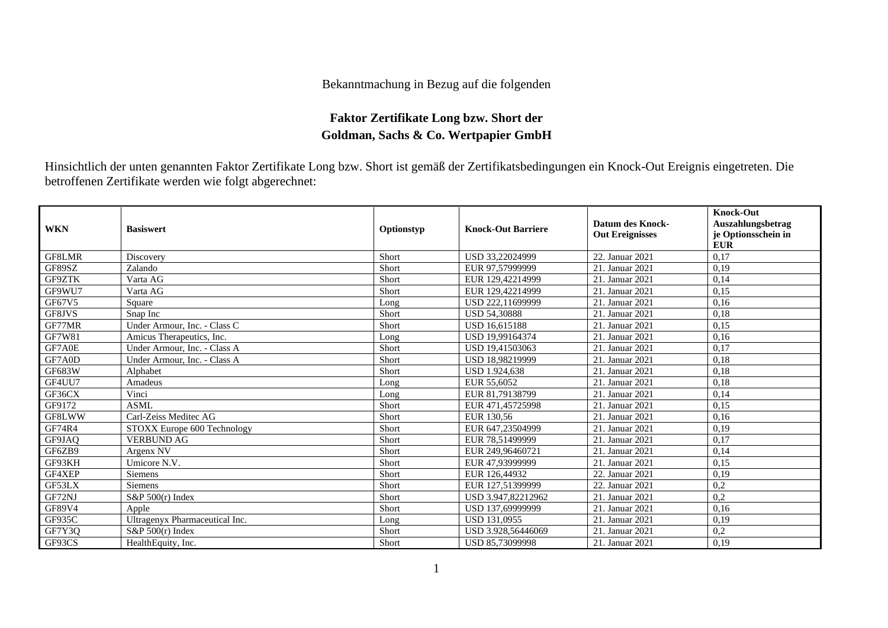Bekanntmachung in Bezug auf die folgenden

**Faktor Zertifikate Long bzw. Short der**
**Goldman, Sachs & Co. Wertpapier GmbH**

Hinsichtlich der unten genannten Faktor Zertifikate Long bzw. Short ist gemäß der Zertifikatsbedingungen ein Knock-Out Ereignis eingetreten. Die betroffenen Zertifikate werden wie folgt abgerechnet:

| WKN | Basiswert | Optionstyp | Knock-Out Barriere | Datum des Knock-Out Ereignisses | Knock-Out Auszahlungsbetrag je Optionsschein in EUR |
|---|---|---|---|---|---|
| GF8LMR | Discovery | Short | USD 33,22024999 | 22. Januar 2021 | 0,17 |
| GF89SZ | Zalando | Short | EUR 97,57999999 | 21. Januar 2021 | 0,19 |
| GF9ZTK | Varta AG | Short | EUR 129,42214999 | 21. Januar 2021 | 0,14 |
| GF9WU7 | Varta AG | Short | EUR 129,42214999 | 21. Januar 2021 | 0,15 |
| GF67V5 | Square | Long | USD 222,11699999 | 21. Januar 2021 | 0,16 |
| GF8JVS | Snap Inc | Short | USD 54,30888 | 21. Januar 2021 | 0,18 |
| GF77MR | Under Armour, Inc. - Class C | Short | USD 16,615188 | 21. Januar 2021 | 0,15 |
| GF7W81 | Amicus Therapeutics, Inc. | Long | USD 19,99164374 | 21. Januar 2021 | 0,16 |
| GF7A0E | Under Armour, Inc. - Class A | Short | USD 19,41503063 | 21. Januar 2021 | 0,17 |
| GF7A0D | Under Armour, Inc. - Class A | Short | USD 18,98219999 | 21. Januar 2021 | 0,18 |
| GF683W | Alphabet | Short | USD 1.924,638 | 21. Januar 2021 | 0,18 |
| GF4UU7 | Amadeus | Long | EUR 55,6052 | 21. Januar 2021 | 0,18 |
| GF36CX | Vinci | Long | EUR 81,79138799 | 21. Januar 2021 | 0,14 |
| GF9172 | ASML | Short | EUR 471,45725998 | 21. Januar 2021 | 0,15 |
| GF8LWW | Carl-Zeiss Meditec AG | Short | EUR 130,56 | 21. Januar 2021 | 0,16 |
| GF74R4 | STOXX Europe 600 Technology | Short | EUR 647,23504999 | 21. Januar 2021 | 0,19 |
| GF9JAQ | VERBUND AG | Short | EUR 78,51499999 | 21. Januar 2021 | 0,17 |
| GF6ZB9 | Argenx NV | Short | EUR 249,96460721 | 21. Januar 2021 | 0,14 |
| GF93KH | Umicore N.V. | Short | EUR 47,93999999 | 21. Januar 2021 | 0,15 |
| GF4XEP | Siemens | Short | EUR 126,44932 | 22. Januar 2021 | 0,19 |
| GF53LX | Siemens | Short | EUR 127,51399999 | 22. Januar 2021 | 0,2 |
| GF72NJ | S&P 500(r) Index | Short | USD 3.947,82212962 | 21. Januar 2021 | 0,2 |
| GF89V4 | Apple | Short | USD 137,69999999 | 21. Januar 2021 | 0,16 |
| GF935C | Ultragenyx Pharmaceutical Inc. | Long | USD 131,0955 | 21. Januar 2021 | 0,19 |
| GF7Y3Q | S&P 500(r) Index | Short | USD 3.928,56446069 | 21. Januar 2021 | 0,2 |
| GF93CS | HealthEquity, Inc. | Short | USD 85,73099998 | 21. Januar 2021 | 0,19 |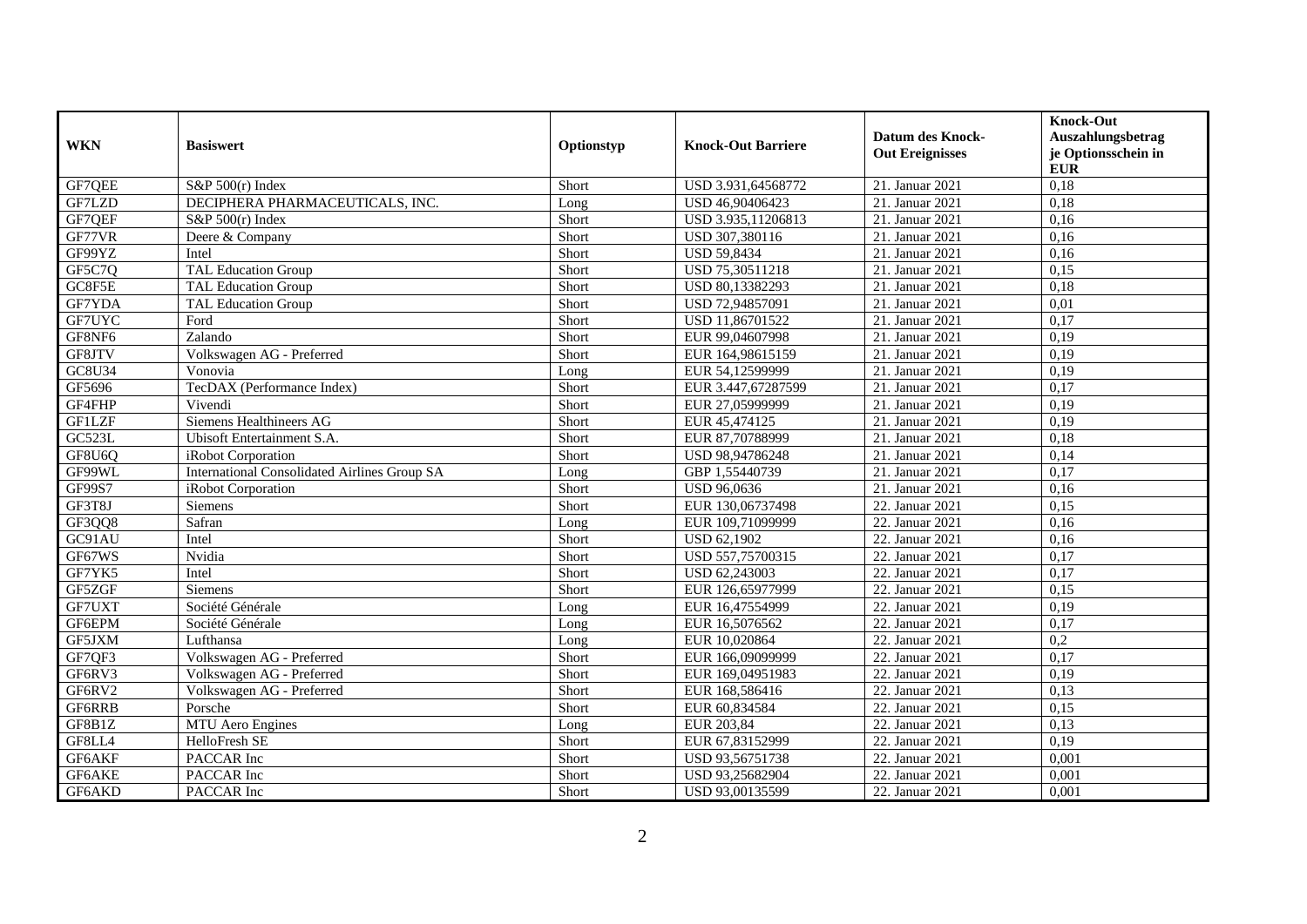| WKN | Basiswert | Optionstyp | Knock-Out Barriere | Datum des Knock-Out Ereignisses | Knock-Out Auszahlungsbetrag je Optionsschein in EUR |
|---|---|---|---|---|---|
| GF7QEE | S&P 500(r) Index | Short | USD 3.931,64568772 | 21. Januar 2021 | 0,18 |
| GF7LZD | DECIPHERA PHARMACEUTICALS, INC. | Long | USD 46,90406423 | 21. Januar 2021 | 0,18 |
| GF7QEF | S&P 500(r) Index | Short | USD 3.935,11206813 | 21. Januar 2021 | 0,16 |
| GF77VR | Deere & Company | Short | USD 307,380116 | 21. Januar 2021 | 0,16 |
| GF99YZ | Intel | Short | USD 59,8434 | 21. Januar 2021 | 0,16 |
| GF5C7Q | TAL Education Group | Short | USD 75,30511218 | 21. Januar 2021 | 0,15 |
| GC8F5E | TAL Education Group | Short | USD 80,13382293 | 21. Januar 2021 | 0,18 |
| GF7YDA | TAL Education Group | Short | USD 72,94857091 | 21. Januar 2021 | 0,01 |
| GF7UYC | Ford | Short | USD 11,86701522 | 21. Januar 2021 | 0,17 |
| GF8NF6 | Zalando | Short | EUR 99,04607998 | 21. Januar 2021 | 0,19 |
| GF8JTV | Volkswagen AG - Preferred | Short | EUR 164,98615159 | 21. Januar 2021 | 0,19 |
| GC8U34 | Vonovia | Long | EUR 54,12599999 | 21. Januar 2021 | 0,19 |
| GF5696 | TecDAX (Performance Index) | Short | EUR 3.447,67287599 | 21. Januar 2021 | 0,17 |
| GF4FHP | Vivendi | Short | EUR 27,05999999 | 21. Januar 2021 | 0,19 |
| GF1LZF | Siemens Healthineers AG | Short | EUR 45,474125 | 21. Januar 2021 | 0,19 |
| GC523L | Ubisoft Entertainment S.A. | Short | EUR 87,70788999 | 21. Januar 2021 | 0,18 |
| GF8U6Q | iRobot Corporation | Short | USD 98,94786248 | 21. Januar 2021 | 0,14 |
| GF99WL | International Consolidated Airlines Group SA | Long | GBP 1,55440739 | 21. Januar 2021 | 0,17 |
| GF99S7 | iRobot Corporation | Short | USD 96,0636 | 21. Januar 2021 | 0,16 |
| GF3T8J | Siemens | Short | EUR 130,06737498 | 22. Januar 2021 | 0,15 |
| GF3QQ8 | Safran | Long | EUR 109,71099999 | 22. Januar 2021 | 0,16 |
| GC91AU | Intel | Short | USD 62,1902 | 22. Januar 2021 | 0,16 |
| GF67WS | Nvidia | Short | USD 557,75700315 | 22. Januar 2021 | 0,17 |
| GF7YK5 | Intel | Short | USD 62,243003 | 22. Januar 2021 | 0,17 |
| GF5ZGF | Siemens | Short | EUR 126,65977999 | 22. Januar 2021 | 0,15 |
| GF7UXT | Société Générale | Long | EUR 16,47554999 | 22. Januar 2021 | 0,19 |
| GF6EPM | Société Générale | Long | EUR 16,5076562 | 22. Januar 2021 | 0,17 |
| GF5JXM | Lufthansa | Long | EUR 10,020864 | 22. Januar 2021 | 0,2 |
| GF7QF3 | Volkswagen AG - Preferred | Short | EUR 166,09099999 | 22. Januar 2021 | 0,17 |
| GF6RV3 | Volkswagen AG - Preferred | Short | EUR 169,04951983 | 22. Januar 2021 | 0,19 |
| GF6RV2 | Volkswagen AG - Preferred | Short | EUR 168,586416 | 22. Januar 2021 | 0,13 |
| GF6RRB | Porsche | Short | EUR 60,834584 | 22. Januar 2021 | 0,15 |
| GF8B1Z | MTU Aero Engines | Long | EUR 203,84 | 22. Januar 2021 | 0,13 |
| GF8LL4 | HelloFresh SE | Short | EUR 67,83152999 | 22. Januar 2021 | 0,19 |
| GF6AKF | PACCAR Inc | Short | USD 93,56751738 | 22. Januar 2021 | 0,001 |
| GF6AKE | PACCAR Inc | Short | USD 93,25682904 | 22. Januar 2021 | 0,001 |
| GF6AKD | PACCAR Inc | Short | USD 93,00135599 | 22. Januar 2021 | 0,001 |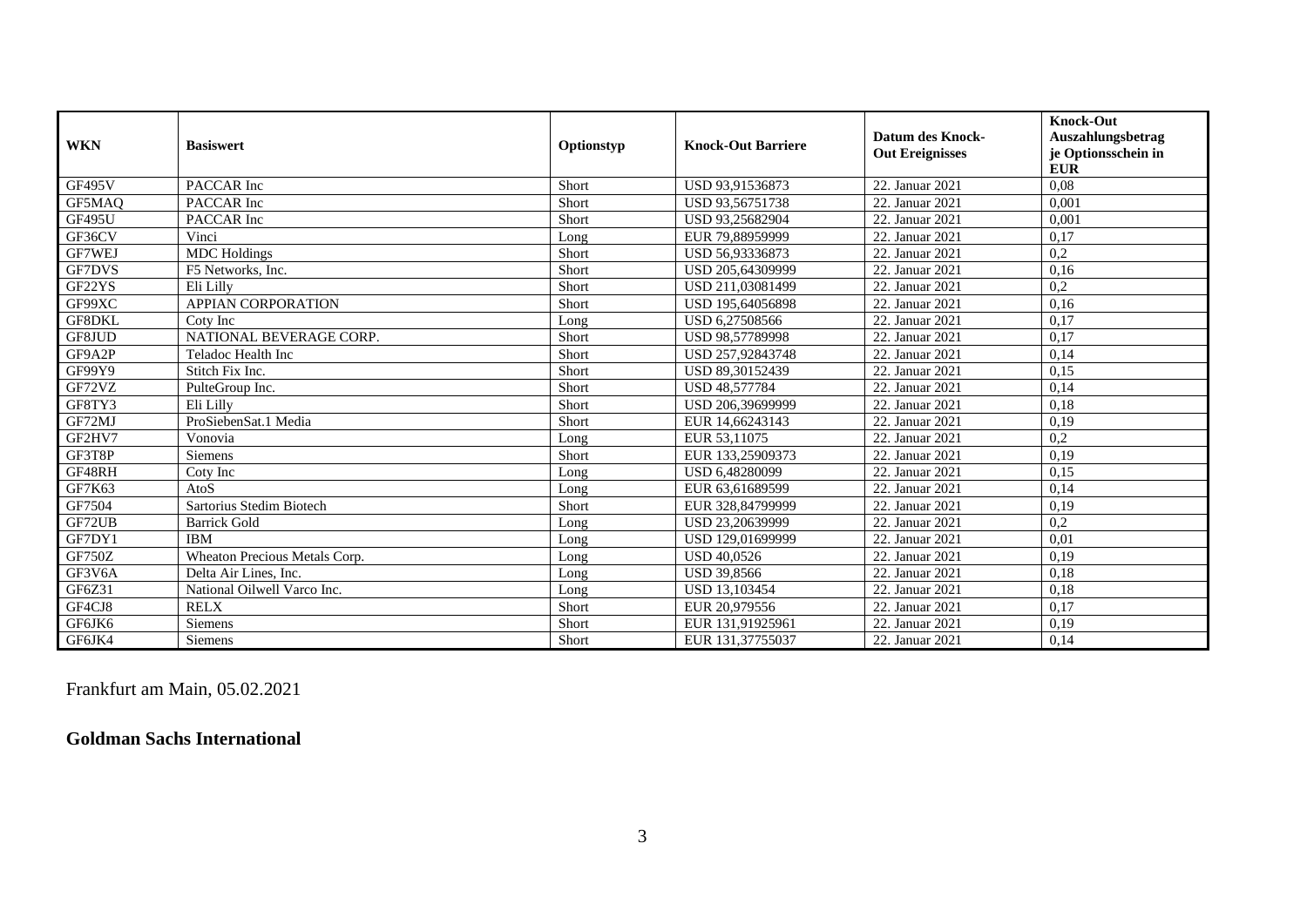| WKN | Basiswert | Optionstyp | Knock-Out Barriere | Datum des Knock-Out Ereignisses | Knock-Out Auszahlungsbetrag je Optionsschein in EUR |
|---|---|---|---|---|---|
| GF495V | PACCAR Inc | Short | USD 93,91536873 | 22. Januar 2021 | 0,08 |
| GF5MAQ | PACCAR Inc | Short | USD 93,56751738 | 22. Januar 2021 | 0,001 |
| GF495U | PACCAR Inc | Short | USD 93,25682904 | 22. Januar 2021 | 0,001 |
| GF36CV | Vinci | Long | EUR 79,88959999 | 22. Januar 2021 | 0,17 |
| GF7WEJ | MDC Holdings | Short | USD 56,93336873 | 22. Januar 2021 | 0,2 |
| GF7DVS | F5 Networks, Inc. | Short | USD 205,64309999 | 22. Januar 2021 | 0,16 |
| GF22YS | Eli Lilly | Short | USD 211,03081499 | 22. Januar 2021 | 0,2 |
| GF99XC | APPIAN CORPORATION | Short | USD 195,64056898 | 22. Januar 2021 | 0,16 |
| GF8DKL | Coty Inc | Long | USD 6,27508566 | 22. Januar 2021 | 0,17 |
| GF8JUD | NATIONAL BEVERAGE CORP. | Short | USD 98,57789998 | 22. Januar 2021 | 0,17 |
| GF9A2P | Teladoc Health Inc | Short | USD 257,92843748 | 22. Januar 2021 | 0,14 |
| GF99Y9 | Stitch Fix Inc. | Short | USD 89,30152439 | 22. Januar 2021 | 0,15 |
| GF72VZ | PulteGroup Inc. | Short | USD 48,577784 | 22. Januar 2021 | 0,14 |
| GF8TY3 | Eli Lilly | Short | USD 206,39699999 | 22. Januar 2021 | 0,18 |
| GF72MJ | ProSiebenSat.1 Media | Short | EUR 14,66243143 | 22. Januar 2021 | 0,19 |
| GF2HV7 | Vonovia | Long | EUR 53,11075 | 22. Januar 2021 | 0,2 |
| GF3T8P | Siemens | Short | EUR 133,25909373 | 22. Januar 2021 | 0,19 |
| GF48RH | Coty Inc | Long | USD 6,48280099 | 22. Januar 2021 | 0,15 |
| GF7K63 | AtoS | Long | EUR 63,61689599 | 22. Januar 2021 | 0,14 |
| GF7504 | Sartorius Stedim Biotech | Short | EUR 328,84799999 | 22. Januar 2021 | 0,19 |
| GF72UB | Barrick Gold | Long | USD 23,20639999 | 22. Januar 2021 | 0,2 |
| GF7DY1 | IBM | Long | USD 129,01699999 | 22. Januar 2021 | 0,01 |
| GF750Z | Wheaton Precious Metals Corp. | Long | USD 40,0526 | 22. Januar 2021 | 0,19 |
| GF3V6A | Delta Air Lines, Inc. | Long | USD 39,8566 | 22. Januar 2021 | 0,18 |
| GF6Z31 | National Oilwell Varco Inc. | Long | USD 13,103454 | 22. Januar 2021 | 0,18 |
| GF4CJ8 | RELX | Short | EUR 20,979556 | 22. Januar 2021 | 0,17 |
| GF6JK6 | Siemens | Short | EUR 131,91925961 | 22. Januar 2021 | 0,19 |
| GF6JK4 | Siemens | Short | EUR 131,37755037 | 22. Januar 2021 | 0,14 |

Frankfurt am Main, 05.02.2021

**Goldman Sachs International**